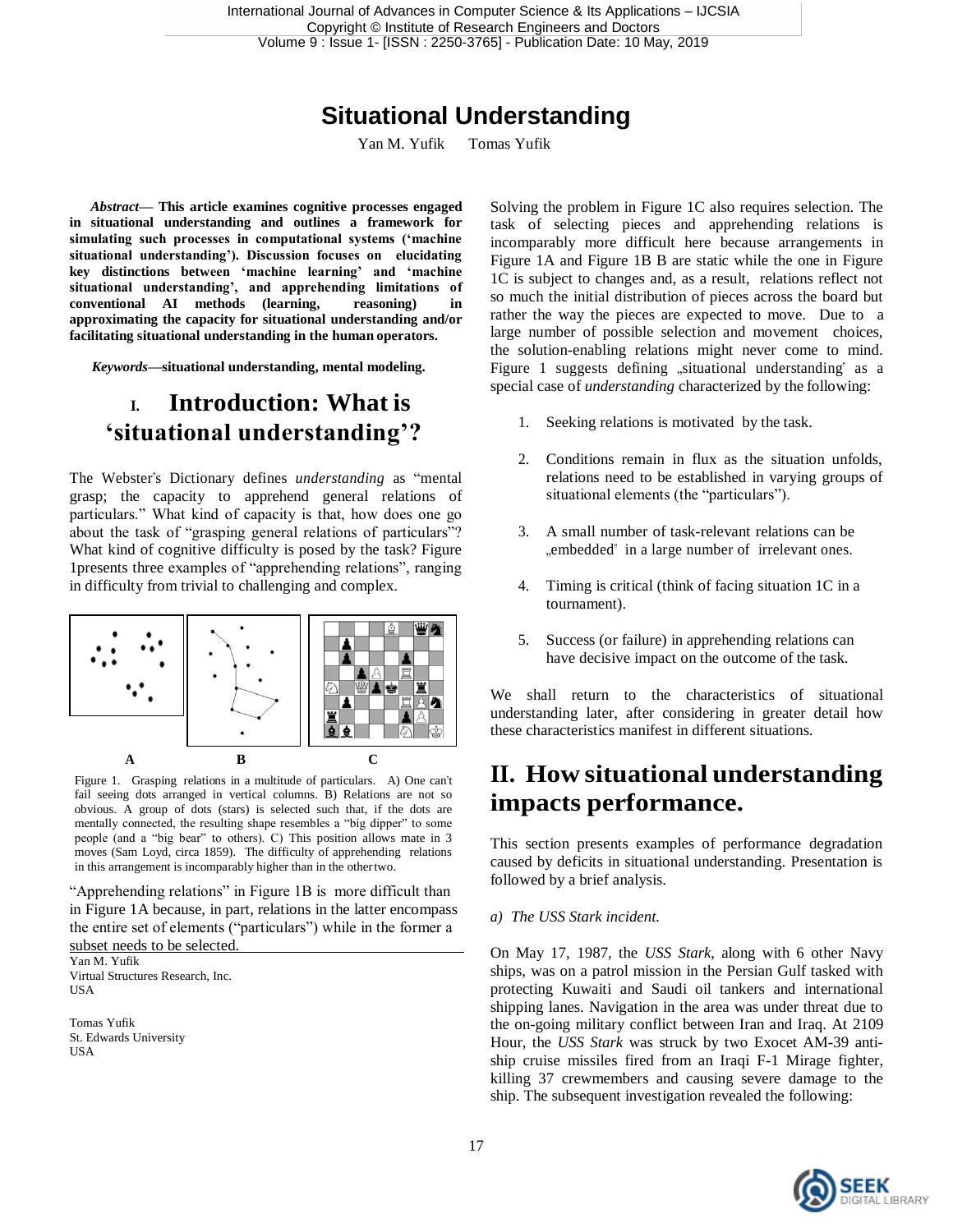# Situational Understanding

Yan M. Yufik Tomas Yufik

***Abstract*— This article examines cognitive processes engaged in situational understanding and outlines a framework for simulating such processes in computational systems ('machine situational understanding'). Discussion focuses on elucidating key distinctions between 'machine learning' and 'machine situational understanding', and apprehending limitations of conventional AI methods (learning, reasoning) in approximating the capacity for situational understanding and/or facilitating situational understanding in the human operators.**

***Keywords*—situational understanding, mental modeling.**

## I. Introduction: What is 'situational understanding'?

The Webster"s Dictionary defines *understanding* as "mental grasp; the capacity to apprehend general relations of particulars." What kind of capacity is that, how does one go about the task of "grasping general relations of particulars"? What kind of cognitive difficulty is posed by the task? Figure 1presents three examples of "apprehending relations", ranging in difficulty from trivial to challenging and complex.

A B C

Figure 1. Grasping relations in a multitude of particulars. A) One can't fail seeing dots arranged in vertical columns. B) Relations are not so obvious. A group of dots (stars) is selected such that, if the dots are mentally connected, the resulting shape resembles a "big dipper" to some people (and a "big bear" to others). C) This position allows mate in 3 moves (Sam Loyd, circa 1859). The difficulty of apprehending relations in this arrangement is incomparably higher than in the othertwo.

"Apprehending relations" in Figure 1B is more difficult than in Figure 1A because, in part, relations in the latter encompass the entire set of elements ("particulars") while in the former a subset needs to be selected.

Yan M. Yufik
Virtual Structures Research, Inc.
USA

Tomas Yufik
St. Edwards University
USA

Solving the problem in Figure 1C also requires selection. The task of selecting pieces and apprehending relations is incomparably more difficult here because arrangements in Figure 1A and Figure 1B B are static while the one in Figure 1C is subject to changes and, as a result, relations reflect not so much the initial distribution of pieces across the board but rather the way the pieces are expected to move. Due to a large number of possible selection and movement choices, the solution-enabling relations might never come to mind. Figure 1 suggests defining „situational understanding" as a special case of *understanding* characterized by the following:

1. Seeking relations is motivated by the task.
2. Conditions remain in flux as the situation unfolds, relations need to be established in varying groups of situational elements (the "particulars").
3. A small number of task-relevant relations can be „embedded" in a large number of irrelevant ones.
4. Timing is critical (think of facing situation 1C in a tournament).
5. Success (or failure) in apprehending relations can have decisive impact on the outcome of the task.

We shall return to the characteristics of situational understanding later, after considering in greater detail how these characteristics manifest in different situations.

## II. How situational understanding impacts performance.

This section presents examples of performance degradation caused by deficits in situational understanding. Presentation is followed by a brief analysis.

*a) The USS Stark incident.*

On May 17, 1987, the *USS Stark*, along with 6 other Navy ships, was on a patrol mission in the Persian Gulf tasked with protecting Kuwaiti and Saudi oil tankers and international shipping lanes. Navigation in the area was under threat due to the on-going military conflict between Iran and Iraq. At 2109 Hour, the *USS Stark* was struck by two Exocet AM-39 anti-ship cruise missiles fired from an Iraqi F-1 Mirage fighter, killing 37 crewmembers and causing severe damage to the ship. The subsequent investigation revealed the following: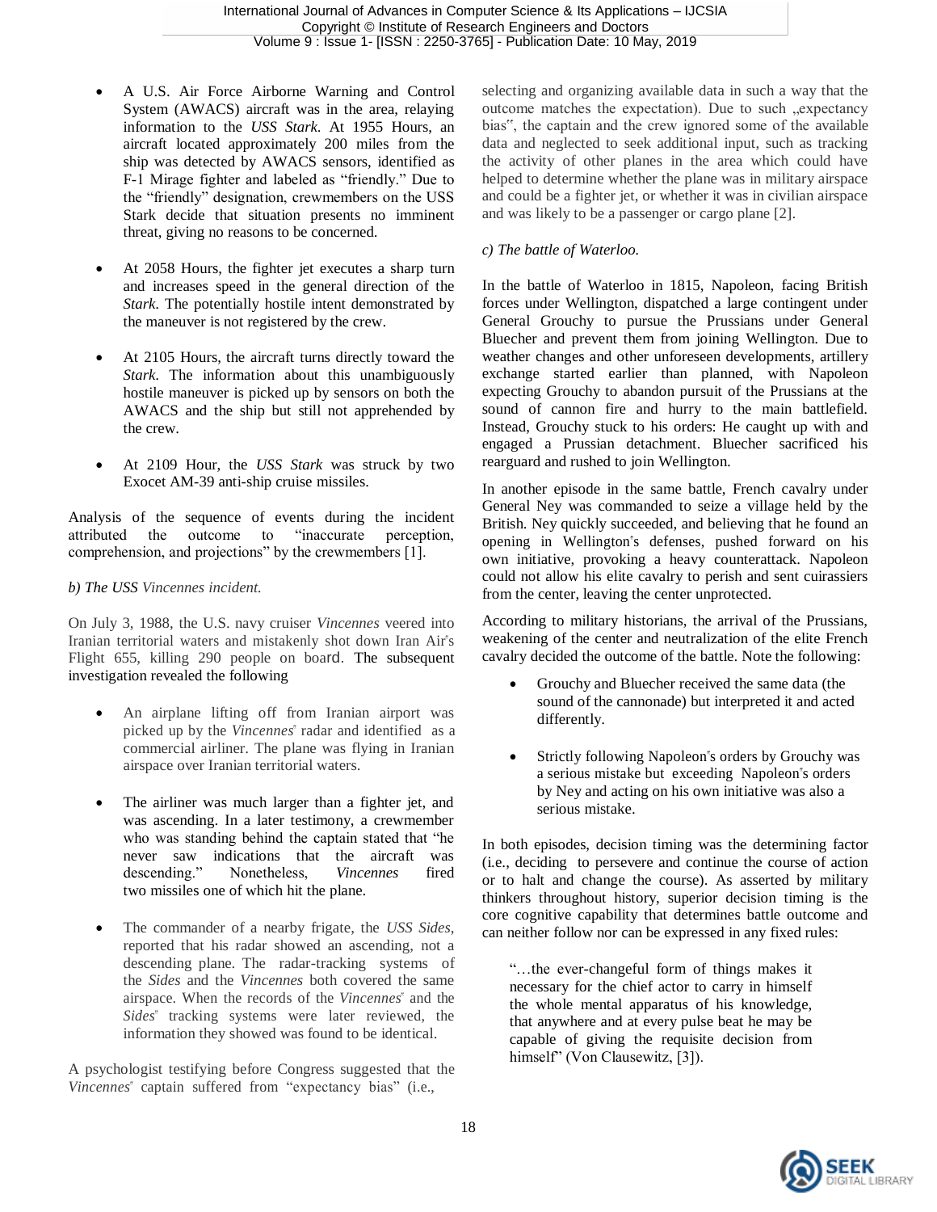- A U.S. Air Force Airborne Warning and Control System (AWACS) aircraft was in the area, relaying information to the *USS Stark*. At 1955 Hours, an aircraft located approximately 200 miles from the ship was detected by AWACS sensors, identified as F-1 Mirage fighter and labeled as "friendly." Due to the "friendly" designation, crewmembers on the USS Stark decide that situation presents no imminent threat, giving no reasons to be concerned.

- At 2058 Hours, the fighter jet executes a sharp turn and increases speed in the general direction of the *Stark*. The potentially hostile intent demonstrated by the maneuver is not registered by the crew.

- At 2105 Hours, the aircraft turns directly toward the *Stark*. The information about this unambiguously hostile maneuver is picked up by sensors on both the AWACS and the ship but still not apprehended by the crew.

- At 2109 Hour, the *USS Stark* was struck by two Exocet AM-39 anti-ship cruise missiles.

Analysis of the sequence of events during the incident attributed the outcome to "inaccurate perception, comprehension, and projections" by the crewmembers [1].

*b) The USS Vincennes incident.*

On July 3, 1988, the U.S. navy cruiser *Vincennes* veered into Iranian territorial waters and mistakenly shot down Iran Air"s Flight 655, killing 290 people on board. The subsequent investigation revealed the following

- An airplane lifting off from Iranian airport was picked up by the *Vincennes*" radar and identified as a commercial airliner. The plane was flying in Iranian airspace over Iranian territorial waters.

- The airliner was much larger than a fighter jet, and was ascending. In a later testimony, a crewmember who was standing behind the captain stated that "he never saw indications that the aircraft was descending." Nonetheless, *Vincennes* fired two missiles one of which hit the plane.

- The commander of a nearby frigate, the *USS Sides*, reported that his radar showed an ascending, not a descending plane. The radar-tracking systems of the *Sides* and the *Vincennes* both covered the same airspace. When the records of the *Vincennes*" and the *Sides*" tracking systems were later reviewed, the information they showed was found to be identical.

A psychologist testifying before Congress suggested that the *Vincennes*" captain suffered from "expectancy bias" (i.e., selecting and organizing available data in such a way that the outcome matches the expectation). Due to such „expectancy bias", the captain and the crew ignored some of the available data and neglected to seek additional input, such as tracking the activity of other planes in the area which could have helped to determine whether the plane was in military airspace and could be a fighter jet, or whether it was in civilian airspace and was likely to be a passenger or cargo plane [2].

*c) The battle of Waterloo.*

In the battle of Waterloo in 1815, Napoleon, facing British forces under Wellington, dispatched a large contingent under General Grouchy to pursue the Prussians under General Bluecher and prevent them from joining Wellington. Due to weather changes and other unforeseen developments, artillery exchange started earlier than planned, with Napoleon expecting Grouchy to abandon pursuit of the Prussians at the sound of cannon fire and hurry to the main battlefield. Instead, Grouchy stuck to his orders: He caught up with and engaged a Prussian detachment. Bluecher sacrificed his rearguard and rushed to join Wellington.

In another episode in the same battle, French cavalry under General Ney was commanded to seize a village held by the British. Ney quickly succeeded, and believing that he found an opening in Wellington"s defenses, pushed forward on his own initiative, provoking a heavy counterattack. Napoleon could not allow his elite cavalry to perish and sent cuirassiers from the center, leaving the center unprotected.

According to military historians, the arrival of the Prussians, weakening of the center and neutralization of the elite French cavalry decided the outcome of the battle. Note the following:

- Grouchy and Bluecher received the same data (the sound of the cannonade) but interpreted it and acted differently.

- Strictly following Napoleon"s orders by Grouchy was a serious mistake but exceeding Napoleon"s orders by Ney and acting on his own initiative was also a serious mistake.

In both episodes, decision timing was the determining factor (i.e., deciding to persevere and continue the course of action or to halt and change the course). As asserted by military thinkers throughout history, superior decision timing is the core cognitive capability that determines battle outcome and can neither follow nor can be expressed in any fixed rules:

> "…the ever-changeful form of things makes it necessary for the chief actor to carry in himself the whole mental apparatus of his knowledge, that anywhere and at every pulse beat he may be capable of giving the requisite decision from himself" (Von Clausewitz, [3]).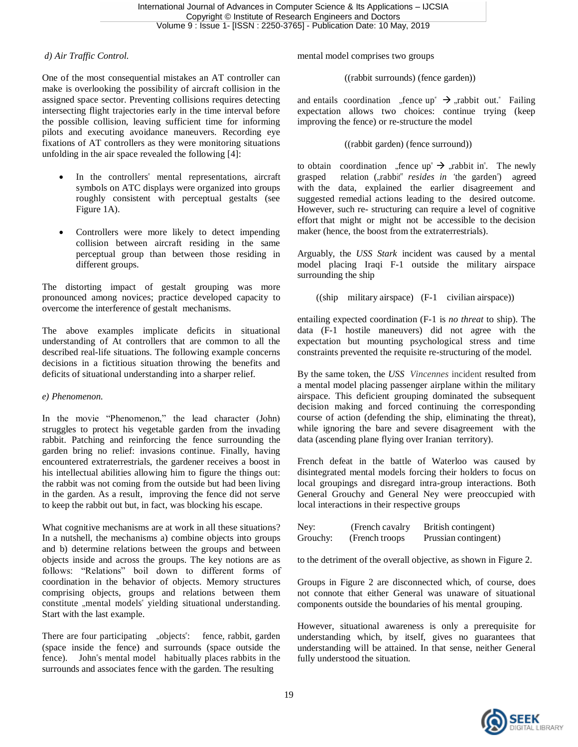*d) Air Traffic Control.*

One of the most consequential mistakes an AT controller can make is overlooking the possibility of aircraft collision in the assigned space sector. Preventing collisions requires detecting intersecting flight trajectories early in the time interval before the possible collision, leaving sufficient time for informing pilots and executing avoidance maneuvers. Recording eye fixations of AT controllers as they were monitoring situations unfolding in the air space revealed the following [4]:

- In the controllers" mental representations, aircraft symbols on ATC displays were organized into groups roughly consistent with perceptual gestalts (see Figure 1A).
- Controllers were more likely to detect impending collision between aircraft residing in the same perceptual group than between those residing in different groups.

The distorting impact of gestalt grouping was more pronounced among novices; practice developed capacity to overcome the interference of gestalt mechanisms.

The above examples implicate deficits in situational understanding of At controllers that are common to all the described real-life situations. The following example concerns decisions in a fictitious situation throwing the benefits and deficits of situational understanding into a sharper relief.

*e) Phenomenon.*

In the movie "Phenomenon," the lead character (John) struggles to protect his vegetable garden from the invading rabbit. Patching and reinforcing the fence surrounding the garden bring no relief: invasions continue. Finally, having encountered extraterrestrials, the gardener receives a boost in his intellectual abilities allowing him to figure the things out: the rabbit was not coming from the outside but had been living in the garden. As a result, improving the fence did not serve to keep the rabbit out but, in fact, was blocking his escape.

What cognitive mechanisms are at work in all these situations? In a nutshell, the mechanisms a) combine objects into groups and b) determine relations between the groups and between objects inside and across the groups. The key notions are as follows: "Relations" boil down to different forms of coordination in the behavior of objects. Memory structures comprising objects, groups and relations between them constitute „mental models" yielding situational understanding. Start with the last example.

There are four participating „objects": fence, rabbit, garden (space inside the fence) and surrounds (space outside the fence). John"s mental model habitually places rabbits in the surrounds and associates fence with the garden. The resulting mental model comprises two groups

((rabbit surrounds) (fence garden))

and entails coordination „fence up" → „rabbit out." Failing expectation allows two choices: continue trying (keep improving the fence) or re-structure the model

((rabbit garden) (fence surround))

to obtain coordination „fence up" → „rabbit in". The newly grasped relation („rabbit" *resides in* 'the garden") agreed with the data, explained the earlier disagreement and suggested remedial actions leading to the desired outcome. However, such re- structuring can require a level of cognitive effort that might or might not be accessible to the decision maker (hence, the boost from the extraterrestrials).

Arguably, the *USS Stark* incident was caused by a mental model placing Iraqi F-1 outside the military airspace surrounding the ship

((ship military airspace) (F-1 civilian airspace))

entailing expected coordination (F-1 is *no threat* to ship). The data (F-1 hostile maneuvers) did not agree with the expectation but mounting psychological stress and time constraints prevented the requisite re-structuring of the model.

By the same token, the *USS Vincennes* incident resulted from a mental model placing passenger airplane within the military airspace. This deficient grouping dominated the subsequent decision making and forced continuing the corresponding course of action (defending the ship, eliminating the threat), while ignoring the bare and severe disagreement with the data (ascending plane flying over Iranian territory).

French defeat in the battle of Waterloo was caused by disintegrated mental models forcing their holders to focus on local groupings and disregard intra-group interactions. Both General Grouchy and General Ney were preoccupied with local interactions in their respective groups

Ney: (French cavalry British contingent)
Grouchy: (French troops Prussian contingent)

to the detriment of the overall objective, as shown in Figure 2.

Groups in Figure 2 are disconnected which, of course, does not connote that either General was unaware of situational components outside the boundaries of his mental grouping.

However, situational awareness is only a prerequisite for understanding which, by itself, gives no guarantees that understanding will be attained. In that sense, neither General fully understood the situation.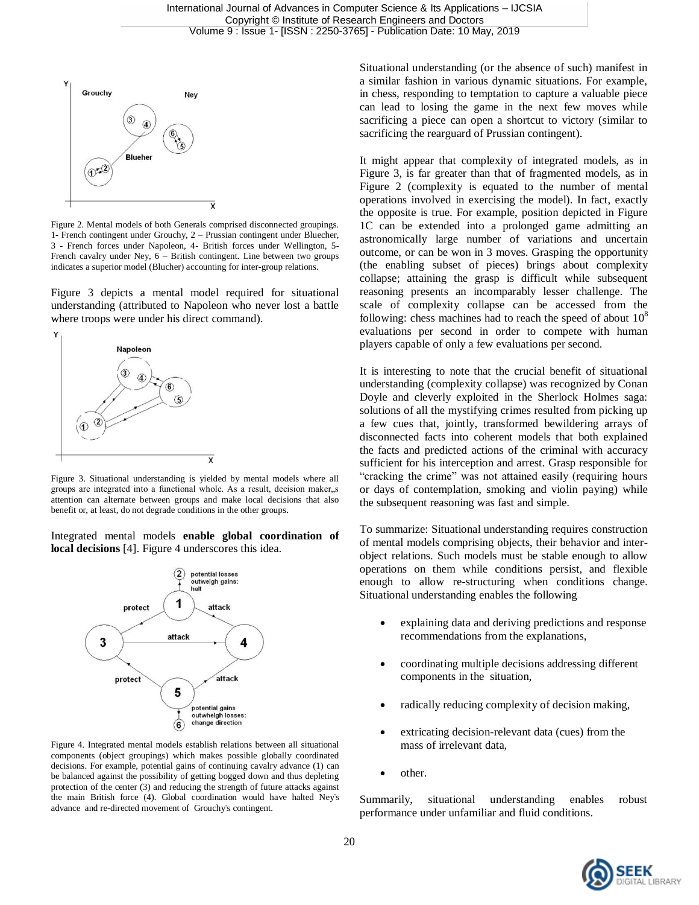Figure 2. Mental models of both Generals comprised disconnected groupings. 1- French contingent under Grouchy, 2 – Prussian contingent under Bluecher, 3 - French forces under Napoleon, 4- British forces under Wellington, 5- French cavalry under Ney, 6 – British contingent. Line between two groups indicates a superior model (Blucher) accounting for inter-group relations.

Figure 3 depicts a mental model required for situational understanding (attributed to Napoleon who never lost a battle where troops were under his direct command).

Figure 3. Situational understanding is yielded by mental models where all groups are integrated into a functional whole. As a result, decision maker„s attention can alternate between groups and make local decisions that also benefit or, at least, do not degrade conditions in the other groups.

Integrated mental models **enable global coordination of local decisions** [4]. Figure 4 underscores this idea.

Figure 4. Integrated mental models establish relations between all situational components (object groupings) which makes possible globally coordinated decisions. For example, potential gains of continuing cavalry advance (1) can be balanced against the possibility of getting bogged down and thus depleting protection of the center (3) and reducing the strength of future attacks against the main British force (4). Global coordination would have halted Ney's advance and re-directed movement of Grouchy's contingent.

Situational understanding (or the absence of such) manifest in a similar fashion in various dynamic situations. For example, in chess, responding to temptation to capture a valuable piece can lead to losing the game in the next few moves while sacrificing a piece can open a shortcut to victory (similar to sacrificing the rearguard of Prussian contingent).

It might appear that complexity of integrated models, as in Figure 3, is far greater than that of fragmented models, as in Figure 2 (complexity is equated to the number of mental operations involved in exercising the model). In fact, exactly the opposite is true. For example, position depicted in Figure 1C can be extended into a prolonged game admitting an astronomically large number of variations and uncertain outcome, or can be won in 3 moves. Grasping the opportunity (the enabling subset of pieces) brings about complexity collapse; attaining the grasp is difficult while subsequent reasoning presents an incomparably lesser challenge. The scale of complexity collapse can be accessed from the following: chess machines had to reach the speed of about $10^8$ evaluations per second in order to compete with human players capable of only a few evaluations per second.

It is interesting to note that the crucial benefit of situational understanding (complexity collapse) was recognized by Conan Doyle and cleverly exploited in the Sherlock Holmes saga: solutions of all the mystifying crimes resulted from picking up a few cues that, jointly, transformed bewildering arrays of disconnected facts into coherent models that both explained the facts and predicted actions of the criminal with accuracy sufficient for his interception and arrest. Grasp responsible for "cracking the crime" was not attained easily (requiring hours or days of contemplation, smoking and violin paying) while the subsequent reasoning was fast and simple.

To summarize: Situational understanding requires construction of mental models comprising objects, their behavior and inter-object relations. Such models must be stable enough to allow operations on them while conditions persist, and flexible enough to allow re-structuring when conditions change. Situational understanding enables the following

- explaining data and deriving predictions and response recommendations from the explanations,
- coordinating multiple decisions addressing different components in the situation,
- radically reducing complexity of decision making,
- extricating decision-relevant data (cues) from the mass of irrelevant data,
- other.

Summarily, situational understanding enables robust performance under unfamiliar and fluid conditions.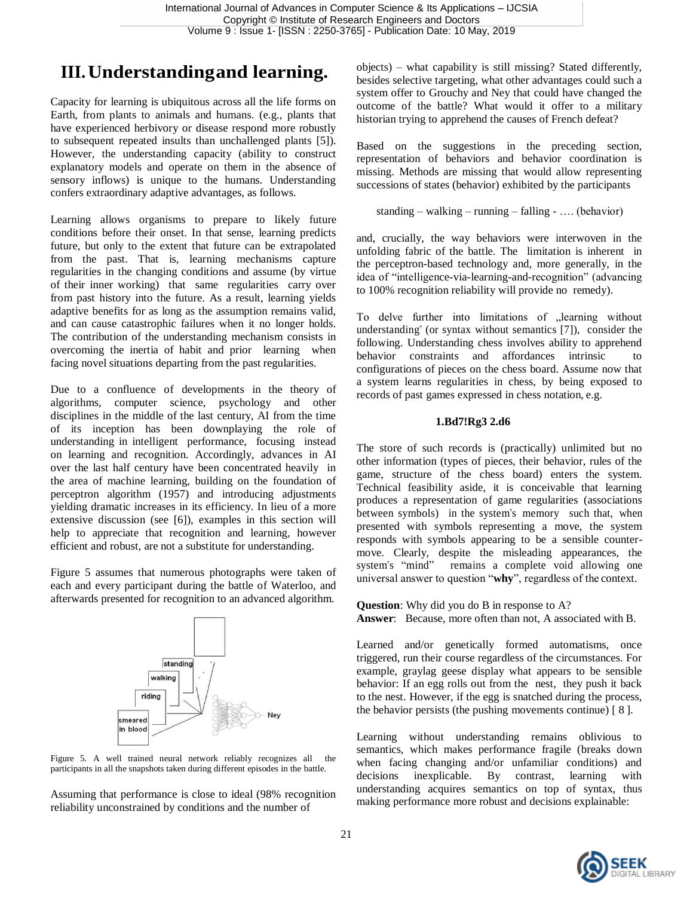# III. Understanding and learning.

Capacity for learning is ubiquitous across all the life forms on Earth, from plants to animals and humans. (e.g., plants that have experienced herbivory or disease respond more robustly to subsequent repeated insults than unchallenged plants [5]). However, the understanding capacity (ability to construct explanatory models and operate on them in the absence of sensory inflows) is unique to the humans. Understanding confers extraordinary adaptive advantages, as follows.

Learning allows organisms to prepare to likely future conditions before their onset. In that sense, learning predicts future, but only to the extent that future can be extrapolated from the past. That is, learning mechanisms capture regularities in the changing conditions and assume (by virtue of their inner working) that same regularities carry over from past history into the future. As a result, learning yields adaptive benefits for as long as the assumption remains valid, and can cause catastrophic failures when it no longer holds. The contribution of the understanding mechanism consists in overcoming the inertia of habit and prior learning when facing novel situations departing from the past regularities.

Due to a confluence of developments in the theory of algorithms, computer science, psychology and other disciplines in the middle of the last century, AI from the time of its inception has been downplaying the role of understanding in intelligent performance, focusing instead on learning and recognition. Accordingly, advances in AI over the last half century have been concentrated heavily in the area of machine learning, building on the foundation of perceptron algorithm (1957) and introducing adjustments yielding dramatic increases in its efficiency. In lieu of a more extensive discussion (see [6]), examples in this section will help to appreciate that recognition and learning, however efficient and robust, are not a substitute for understanding.

Figure 5 assumes that numerous photographs were taken of each and every participant during the battle of Waterloo, and afterwards presented for recognition to an advanced algorithm.

Figure 5. A well trained neural network reliably recognizes all the participants in all the snapshots taken during different episodes in the battle.

Assuming that performance is close to ideal (98% recognition reliability unconstrained by conditions and the number of objects) – what capability is still missing? Stated differently, besides selective targeting, what other advantages could such a system offer to Grouchy and Ney that could have changed the outcome of the battle? What would it offer to a military historian trying to apprehend the causes of French defeat?

Based on the suggestions in the preceding section, representation of behaviors and behavior coordination is missing. Methods are missing that would allow representing successions of states (behavior) exhibited by the participants

standing – walking – running – falling - …. (behavior)

and, crucially, the way behaviors were interwoven in the unfolding fabric of the battle. The limitation is inherent in the perceptron-based technology and, more generally, in the idea of "intelligence-via-learning-and-recognition" (advancing to 100% recognition reliability will provide no remedy).

To delve further into limitations of „learning without understanding" (or syntax without semantics [7]), consider the following. Understanding chess involves ability to apprehend behavior constraints and affordances intrinsic to configurations of pieces on the chess board. Assume now that a system learns regularities in chess, by being exposed to records of past games expressed in chess notation, e.g.

**1.Bd7!Rg3 2.d6**

The store of such records is (practically) unlimited but no other information (types of pieces, their behavior, rules of the game, structure of the chess board) enters the system. Technical feasibility aside, it is conceivable that learning produces a representation of game regularities (associations between symbols) in the system's memory such that, when presented with symbols representing a move, the system responds with symbols appearing to be a sensible counter-move. Clearly, despite the misleading appearances, the system's "mind" remains a complete void allowing one universal answer to question "**why**", regardless of the context.

**Question**: Why did you do B in response to A?
**Answer**: Because, more often than not, A associated with B.

Learned and/or genetically formed automatisms, once triggered, run their course regardless of the circumstances. For example, graylag geese display what appears to be sensible behavior: If an egg rolls out from the nest, they push it back to the nest. However, if the egg is snatched during the process, the behavior persists (the pushing movements continue) [8].

Learning without understanding remains oblivious to semantics, which makes performance fragile (breaks down when facing changing and/or unfamiliar conditions) and decisions inexplicable. By contrast, learning with understanding acquires semantics on top of syntax, thus making performance more robust and decisions explainable: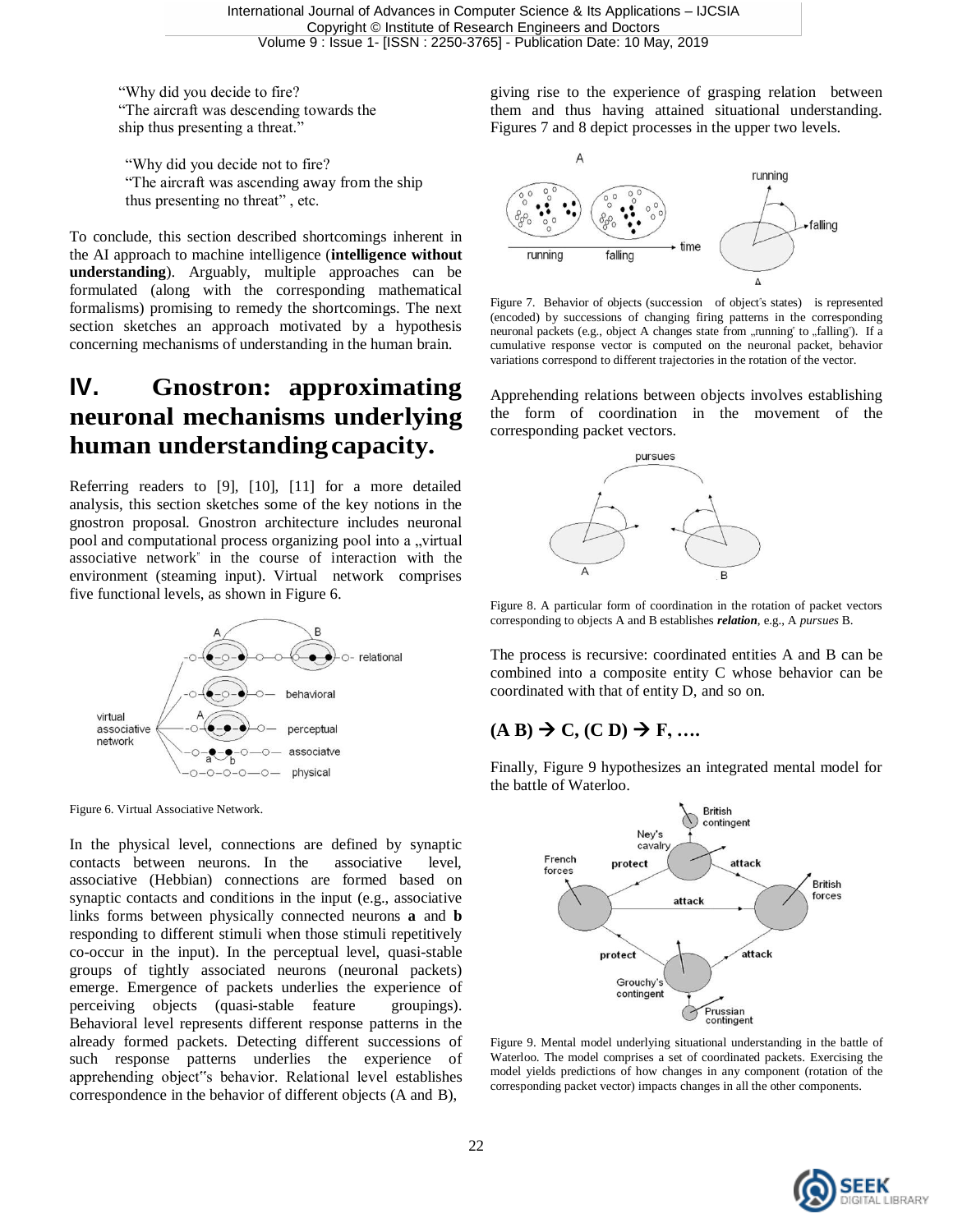"Why did you decide to fire?
"The aircraft was descending towards the ship thus presenting a threat."

"Why did you decide not to fire?
"The aircraft was ascending away from the ship thus presenting no threat" , etc.

To conclude, this section described shortcomings inherent in the AI approach to machine intelligence (**intelligence without understanding**). Arguably, multiple approaches can be formulated (along with the corresponding mathematical formalisms) promising to remedy the shortcomings. The next section sketches an approach motivated by a hypothesis concerning mechanisms of understanding in the human brain.

## IV. Gnostron: approximating neuronal mechanisms underlying human understanding capacity.

Referring readers to [9], [10], [11] for a more detailed analysis, this section sketches some of the key notions in the gnostron proposal. Gnostron architecture includes neuronal pool and computational process organizing pool into a „virtual associative network" in the course of interaction with the environment (steaming input). Virtual network comprises five functional levels, as shown in Figure 6.

Figure 6. Virtual Associative Network.

In the physical level, connections are defined by synaptic contacts between neurons. In the associative level, associative (Hebbian) connections are formed based on synaptic contacts and conditions in the input (e.g., associative links forms between physically connected neurons **a** and **b** responding to different stimuli when those stimuli repetitively co-occur in the input). In the perceptual level, quasi-stable groups of tightly associated neurons (neuronal packets) emerge. Emergence of packets underlies the experience of perceiving objects (quasi-stable feature groupings). Behavioral level represents different response patterns in the already formed packets. Detecting different successions of such response patterns underlies the experience of apprehending object"s behavior. Relational level establishes correspondence in the behavior of different objects (A and B), giving rise to the experience of grasping relation between them and thus having attained situational understanding. Figures 7 and 8 depict processes in the upper two levels.

Figure 7. Behavior of objects (succession of object's states) is represented (encoded) by successions of changing firing patterns in the corresponding neuronal packets (e.g., object A changes state from „running' to „falling'). If a cumulative response vector is computed on the neuronal packet, behavior variations correspond to different trajectories in the rotation of the vector.

Apprehending relations between objects involves establishing the form of coordination in the movement of the corresponding packet vectors.

Figure 8. A particular form of coordination in the rotation of packet vectors corresponding to objects A and B establishes ***relation***, e.g., A *pursues* B.

The process is recursive: coordinated entities A and B can be combined into a composite entity C whose behavior can be coordinated with that of entity D, and so on.

**(A B) → C, (C D) → F, ….**

Finally, Figure 9 hypothesizes an integrated mental model for the battle of Waterloo.

Figure 9. Mental model underlying situational understanding in the battle of Waterloo. The model comprises a set of coordinated packets. Exercising the model yields predictions of how changes in any component (rotation of the corresponding packet vector) impacts changes in all the other components.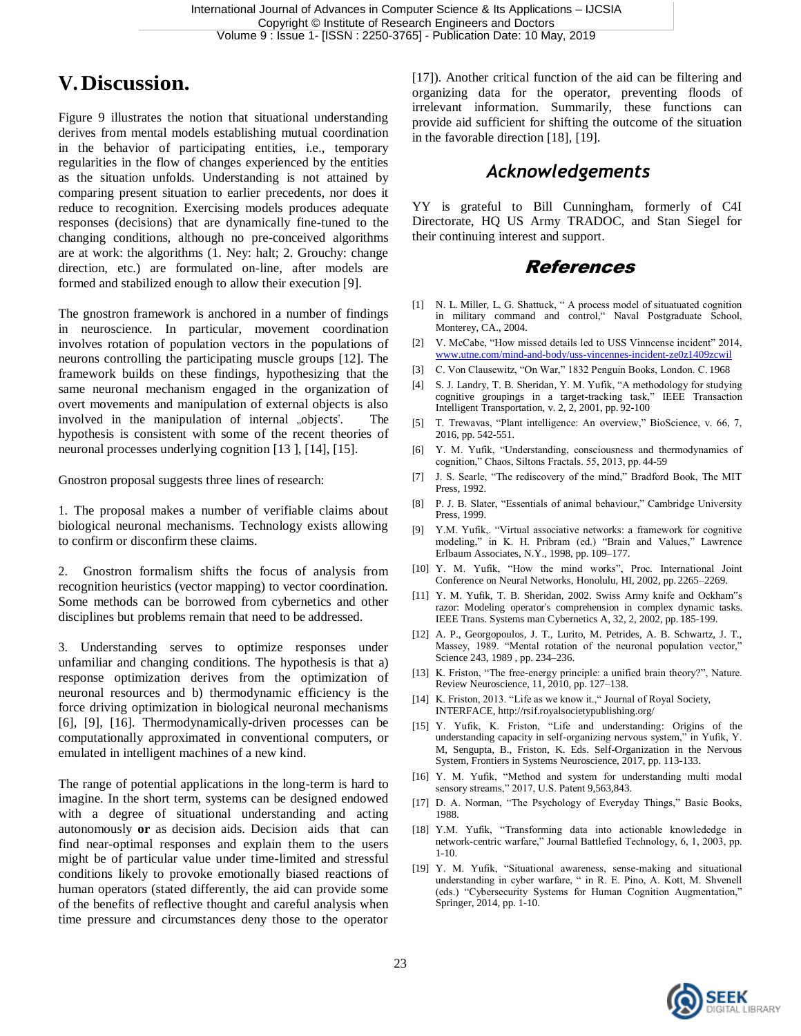# V. Discussion.

Figure 9 illustrates the notion that situational understanding derives from mental models establishing mutual coordination in the behavior of participating entities, i.e., temporary regularities in the flow of changes experienced by the entities as the situation unfolds. Understanding is not attained by comparing present situation to earlier precedents, nor does it reduce to recognition. Exercising models produces adequate responses (decisions) that are dynamically fine-tuned to the changing conditions, although no pre-conceived algorithms are at work: the algorithms (1. Ney: halt; 2. Grouchy: change direction, etc.) are formulated on-line, after models are formed and stabilized enough to allow their execution [9].

The gnostron framework is anchored in a number of findings in neuroscience. In particular, movement coordination involves rotation of population vectors in the populations of neurons controlling the participating muscle groups [12]. The framework builds on these findings, hypothesizing that the same neuronal mechanism engaged in the organization of overt movements and manipulation of external objects is also involved in the manipulation of internal „objects'. The hypothesis is consistent with some of the recent theories of neuronal processes underlying cognition [13 ], [14], [15].

Gnostron proposal suggests three lines of research:

1. The proposal makes a number of verifiable claims about biological neuronal mechanisms. Technology exists allowing to confirm or disconfirm these claims.

2. Gnostron formalism shifts the focus of analysis from recognition heuristics (vector mapping) to vector coordination. Some methods can be borrowed from cybernetics and other disciplines but problems remain that need to be addressed.

3. Understanding serves to optimize responses under unfamiliar and changing conditions. The hypothesis is that a) response optimization derives from the optimization of neuronal resources and b) thermodynamic efficiency is the force driving optimization in biological neuronal mechanisms [6], [9], [16]. Thermodynamically-driven processes can be computationally approximated in conventional computers, or emulated in intelligent machines of a new kind.

The range of potential applications in the long-term is hard to imagine. In the short term, systems can be designed endowed with a degree of situational understanding and acting autonomously **or** as decision aids. Decision aids that can find near-optimal responses and explain them to the users might be of particular value under time-limited and stressful conditions likely to provoke emotionally biased reactions of human operators (stated differently, the aid can provide some of the benefits of reflective thought and careful analysis when time pressure and circumstances deny those to the operator [17]). Another critical function of the aid can be filtering and organizing data for the operator, preventing floods of irrelevant information. Summarily, these functions can provide aid sufficient for shifting the outcome of the situation in the favorable direction [18], [19].

## Acknowledgements

YY is grateful to Bill Cunningham, formerly of C4I Directorate, HQ US Army TRADOC, and Stan Siegel for their continuing interest and support.

## References

[1] N. L. Miller, L. G. Shattuck, " A process model of situatuated cognition in military command and control," Naval Postgraduate School, Monterey, CA., 2004.

[2] V. McCabe, "How missed details led to USS Vinncense incident" 2014, www.utne.com/mind-and-body/uss-vincennes-incident-ze0z1409zcwil

[3] C. Von Clausewitz, "On War," 1832 Penguin Books, London. C. 1968

[4] S. J. Landry, T. B. Sheridan, Y. M. Yufik, "A methodology for studying cognitive groupings in a target-tracking task," IEEE Transaction Intelligent Transportation, v. 2, 2, 2001, pp. 92-100

[5] T. Trewavas, "Plant intelligence: An overview," BioScience, v. 66, 7, 2016, pp. 542-551.

[6] Y. M. Yufik, "Understanding, consciousness and thermodynamics of cognition," Chaos, Siltons Fractals. 55, 2013, pp. 44-59

[7] J. S. Searle, "The rediscovery of the mind," Bradford Book, The MIT Press, 1992.

[8] P. J. B. Slater, "Essentials of animal behaviour," Cambridge University Press, 1999.

[9] Y.M. Yufik,. "Virtual associative networks: a framework for cognitive modeling," in K. H. Pribram (ed.) "Brain and Values," Lawrence Erlbaum Associates, N.Y., 1998, pp. 109–177.

[10] Y. M. Yufik, "How the mind works", Proc. International Joint Conference on Neural Networks, Honolulu, HI, 2002, pp. 2265–2269.

[11] Y. M. Yufik, T. B. Sheridan, 2002. Swiss Army knife and Ockham"s razor: Modeling operator's comprehension in complex dynamic tasks. IEEE Trans. Systems man Cybernetics A, 32, 2, 2002, pp. 185-199.

[12] A. P., Georgopoulos, J. T., Lurito, M. Petrides, A. B. Schwartz, J. T., Massey, 1989. "Mental rotation of the neuronal population vector," Science 243, 1989 , pp. 234–236.

[13] K. Friston, "The free-energy principle: a unified brain theory?", Nature. Review Neuroscience, 11, 2010, pp. 127–138.

[14] K. Friston, 2013. "Life as we know it.," Journal of Royal Society, INTERFACE, http://rsif.royalsocietypublishing.org/

[15] Y. Yufik, K. Friston, "Life and understanding: Origins of the understanding capacity in self-organizing nervous system," in Yufik, Y. M, Sengupta, B., Friston, K. Eds. Self-Organization in the Nervous System, Frontiers in Systems Neuroscience, 2017, pp. 113-133.

[16] Y. M. Yufik, "Method and system for understanding multi modal sensory streams," 2017, U.S. Patent 9,563,843.

[17] D. A. Norman, "The Psychology of Everyday Things," Basic Books, 1988.

[18] Y.M. Yufik, "Transforming data into actionable knowlededge in network-centric warfare," Journal Battlefied Technology, 6, 1, 2003, pp. 1-10.

[19] Y. M. Yufik, "Situational awareness, sense-making and situational understanding in cyber warfare, " in R. E. Pino, A. Kott, M. Shvenell (eds.) "Cybersecurity Systems for Human Cognition Augmentation," Springer, 2014, pp. 1-10.